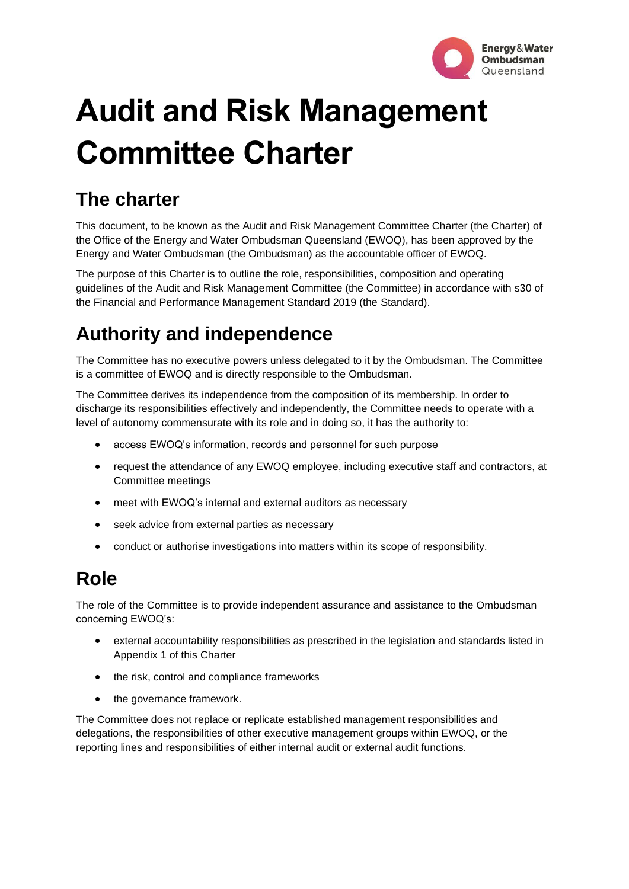# Audit and Risk Management Committee Charter

## The charter

This document, to be known as the Audit and Risk Management Committee Charter (the Charter) of the Office of the Energy and Water Ombudsman Queensland (EWOQ), has been approved by the Energy and Water Ombudsman (the Ombudsman) as the accountable officer of EWOQ.

The purpose of this Charter is to outline the role, responsibilities, composition and operating guidelines of the Audit and Risk Management Committee (the Committee) in accordance with s30 of the Financial and Performance Management Standard 2019 (the Standard).

## Authority and independence

The Committee has no executive powers unless delegated to it by the Ombudsman. The Committee is a committee of EWOQ and is directly responsible to the Ombudsman.

The Committee derives its independence from the composition of its membership. In order to discharge its responsibilities effectively and independently, the Committee needs to operate with a level of autonomy commensurate with its role and in doing so, it has the authority to:

- access EWOQ's information, records and personnel for such purpose
- request the attendance of any EWOQ employee, including executive staff and contractors, at Committee meetings
- meet with EWOQ's internal and external auditors as necessary
- seek advice from external parties as necessary
- conduct or authorise investigations into matters within its scope of responsibility.

## Role

The role of the Committee is to provide independent assurance and assistance to the Ombudsman concerning EWOQ's:

- external accountability responsibilities as prescribed in the legislation and standards listed in Appendix 1 of this Charter
- the risk, control and compliance frameworks
- the governance framework.

The Committee does not replace or replicate established management responsibilities and delegations, the responsibilities of other executive management groups within EWOQ, or the reporting lines and responsibilities of either internal audit or external audit functions.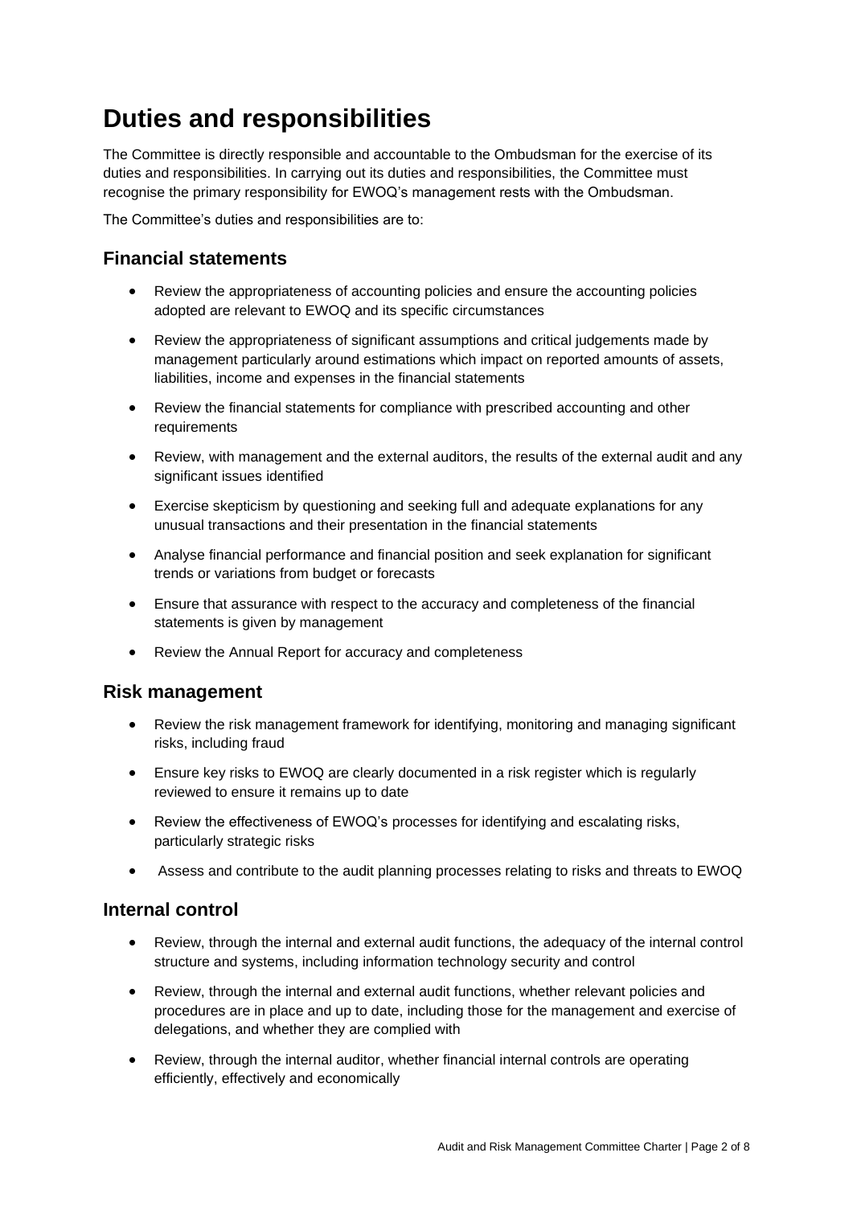# Duties and responsibilities

The Committee is directly responsible and accountable to the Ombudsman for the exercise of its duties and responsibilities. In carrying out its duties and responsibilities, the Committee must recognise the primary responsibility for EWOQ's management rests with the Ombudsman.

The Committee's duties and responsibilities are to:

## Financial statements

- Review the appropriateness of accounting policies and ensure the accounting policies adopted are relevant to EWOQ and its specific circumstances
- Review the appropriateness of significant assumptions and critical judgements made by management particularly around estimations which impact on reported amounts of assets, liabilities, income and expenses in the financial statements
- Review the financial statements for compliance with prescribed accounting and other requirements
- Review, with management and the external auditors, the results of the external audit and any significant issues identified
- Exercise skepticism by questioning and seeking full and adequate explanations for any unusual transactions and their presentation in the financial statements
- Analyse financial performance and financial position and seek explanation for significant trends or variations from budget or forecasts
- Ensure that assurance with respect to the accuracy and completeness of the financial statements is given by management
- Review the Annual Report for accuracy and completeness

## Risk management

- Review the risk management framework for identifying, monitoring and managing significant risks, including fraud
- Ensure key risks to EWOQ are clearly documented in a risk register which is regularly reviewed to ensure it remains up to date
- Review the effectiveness of EWOQ's processes for identifying and escalating risks, particularly strategic risks
- Assess and contribute to the audit planning processes relating to risks and threats to EWOQ

## Internal control

- Review, through the internal and external audit functions, the adequacy of the internal control structure and systems, including information technology security and control
- Review, through the internal and external audit functions, whether relevant policies and procedures are in place and up to date, including those for the management and exercise of delegations, and whether they are complied with
- Review, through the internal auditor, whether financial internal controls are operating efficiently, effectively and economically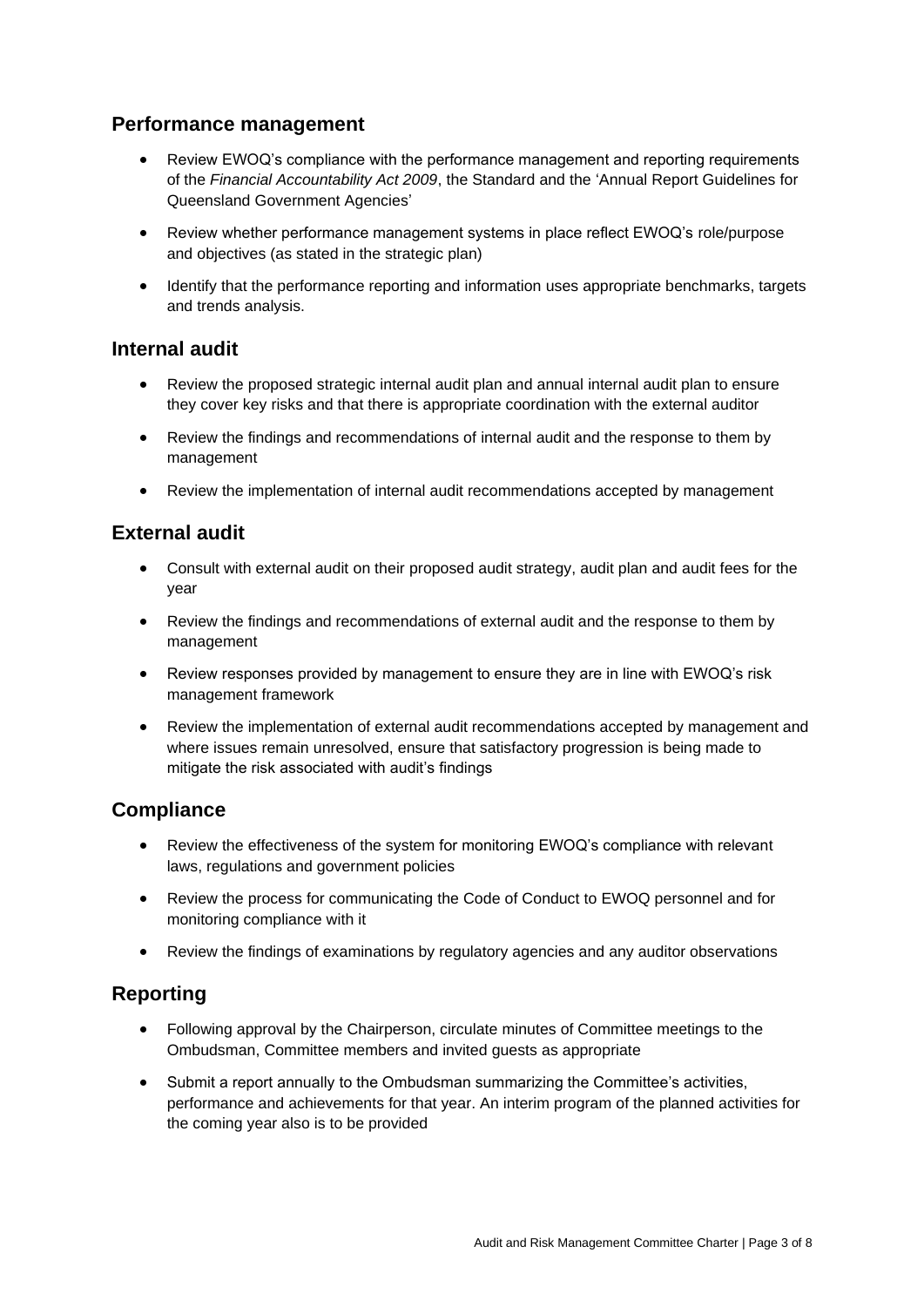## Performance management

- Review EWOQ's compliance with the performance management and reporting requirements of the *Financial Accountability Act 2009*, the Standard and the 'Annual Report Guidelines for Queensland Government Agencies'
- Review whether performance management systems in place reflect EWOQ's role/purpose and objectives (as stated in the strategic plan)
- Identify that the performance reporting and information uses appropriate benchmarks, targets and trends analysis.

## Internal audit

- Review the proposed strategic internal audit plan and annual internal audit plan to ensure they cover key risks and that there is appropriate coordination with the external auditor
- Review the findings and recommendations of internal audit and the response to them by management
- Review the implementation of internal audit recommendations accepted by management

## External audit

- Consult with external audit on their proposed audit strategy, audit plan and audit fees for the year
- Review the findings and recommendations of external audit and the response to them by management
- Review responses provided by management to ensure they are in line with EWOQ's risk management framework
- Review the implementation of external audit recommendations accepted by management and where issues remain unresolved, ensure that satisfactory progression is being made to mitigate the risk associated with audit's findings

## Compliance

- Review the effectiveness of the system for monitoring EWOQ's compliance with relevant laws, regulations and government policies
- Review the process for communicating the Code of Conduct to EWOQ personnel and for monitoring compliance with it
- Review the findings of examinations by regulatory agencies and any auditor observations

## Reporting

- Following approval by the Chairperson, circulate minutes of Committee meetings to the Ombudsman, Committee members and invited guests as appropriate
- Submit a report annually to the Ombudsman summarizing the Committee's activities, performance and achievements for that year. An interim program of the planned activities for the coming year also is to be provided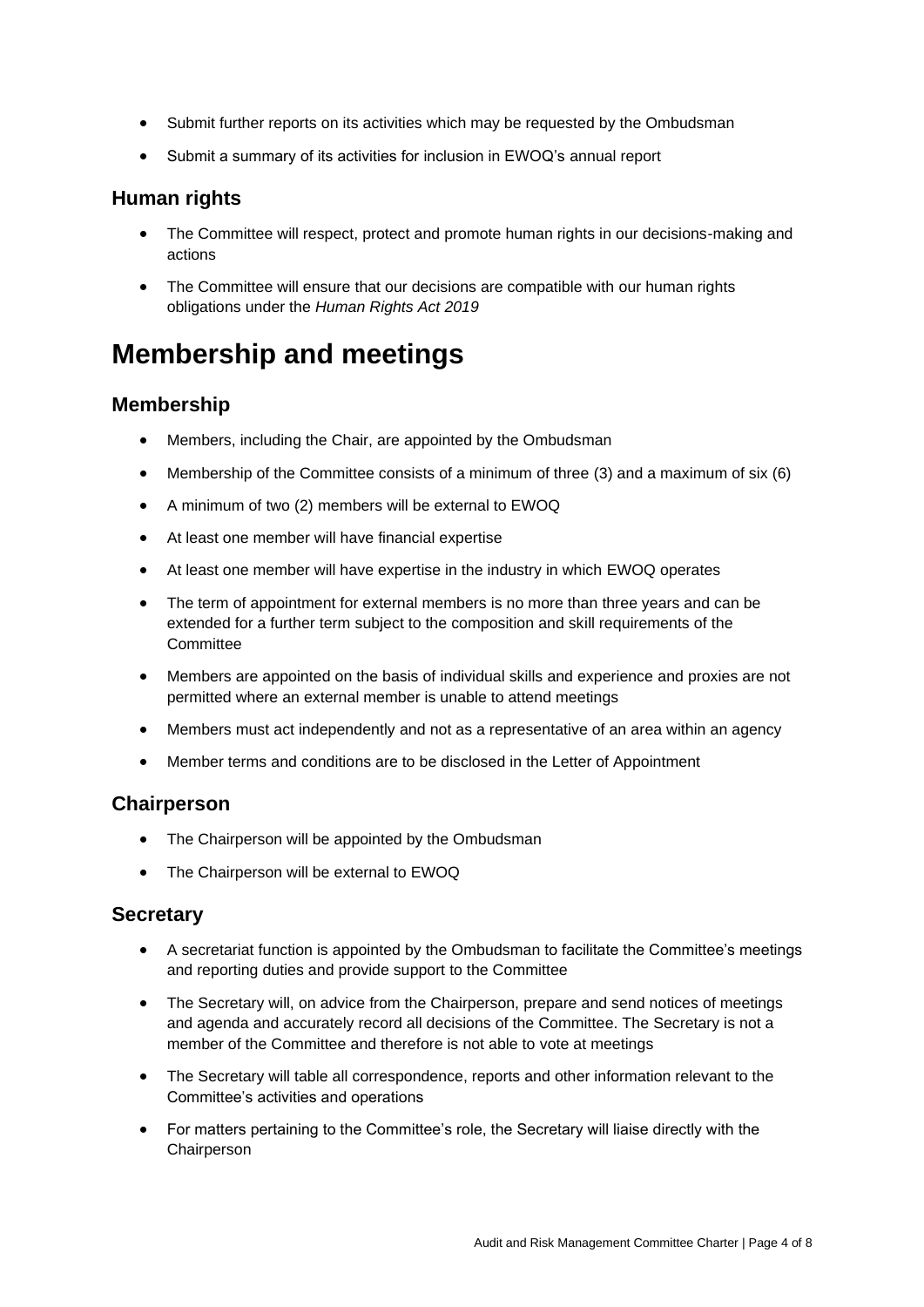- Submit further reports on its activities which may be requested by the Ombudsman
- Submit a summary of its activities for inclusion in EWOQ's annual report

## Human rights

- The Committee will respect, protect and promote human rights in our decisions-making and actions
- The Committee will ensure that our decisions are compatible with our human rights obligations under the *Human Rights Act 2019*

# Membership and meetings

## Membership

- Members, including the Chair, are appointed by the Ombudsman
- Membership of the Committee consists of a minimum of three (3) and a maximum of six (6)
- A minimum of two (2) members will be external to EWOQ
- At least one member will have financial expertise
- At least one member will have expertise in the industry in which EWOQ operates
- The term of appointment for external members is no more than three years and can be extended for a further term subject to the composition and skill requirements of the Committee
- Members are appointed on the basis of individual skills and experience and proxies are not permitted where an external member is unable to attend meetings
- Members must act independently and not as a representative of an area within an agency
- Member terms and conditions are to be disclosed in the Letter of Appointment

## Chairperson

- The Chairperson will be appointed by the Ombudsman
- The Chairperson will be external to EWOQ

## Secretary

- A secretariat function is appointed by the Ombudsman to facilitate the Committee's meetings and reporting duties and provide support to the Committee
- The Secretary will, on advice from the Chairperson, prepare and send notices of meetings and agenda and accurately record all decisions of the Committee. The Secretary is not a member of the Committee and therefore is not able to vote at meetings
- The Secretary will table all correspondence, reports and other information relevant to the Committee's activities and operations
- For matters pertaining to the Committee's role, the Secretary will liaise directly with the Chairperson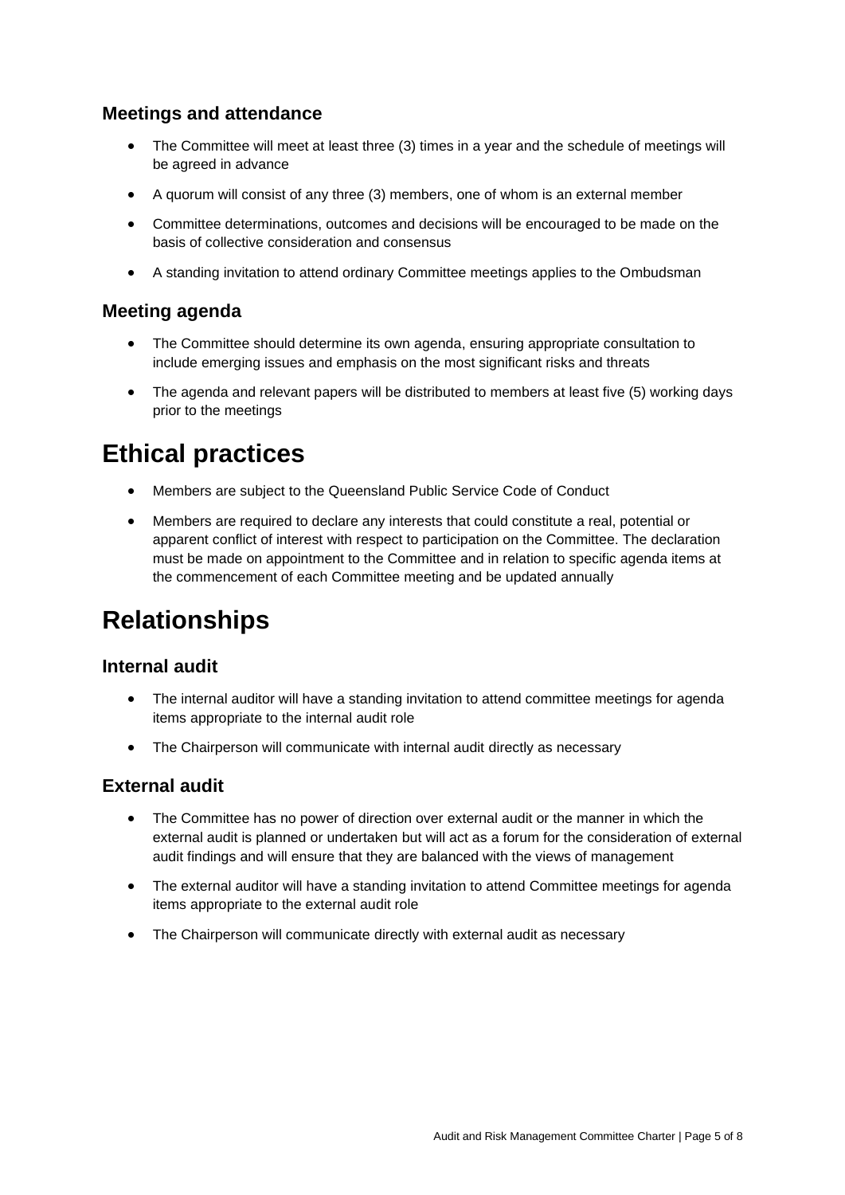### Meetings and attendance

- The Committee will meet at least three (3) times in a year and the schedule of meetings will be agreed in advance
- A quorum will consist of any three (3) members, one of whom is an external member
- Committee determinations, outcomes and decisions will be encouraged to be made on the basis of collective consideration and consensus
- A standing invitation to attend ordinary Committee meetings applies to the Ombudsman

### Meeting agenda

- The Committee should determine its own agenda, ensuring appropriate consultation to include emerging issues and emphasis on the most significant risks and threats
- The agenda and relevant papers will be distributed to members at least five (5) working days prior to the meetings

## Ethical practices

- Members are subject to the Queensland Public Service Code of Conduct
- Members are required to declare any interests that could constitute a real, potential or apparent conflict of interest with respect to participation on the Committee. The declaration must be made on appointment to the Committee and in relation to specific agenda items at the commencement of each Committee meeting and be updated annually

## Relationships

### Internal audit

- The internal auditor will have a standing invitation to attend committee meetings for agenda items appropriate to the internal audit role
- The Chairperson will communicate with internal audit directly as necessary

### External audit

- The Committee has no power of direction over external audit or the manner in which the external audit is planned or undertaken but will act as a forum for the consideration of external audit findings and will ensure that they are balanced with the views of management
- The external auditor will have a standing invitation to attend Committee meetings for agenda items appropriate to the external audit role
- The Chairperson will communicate directly with external audit as necessary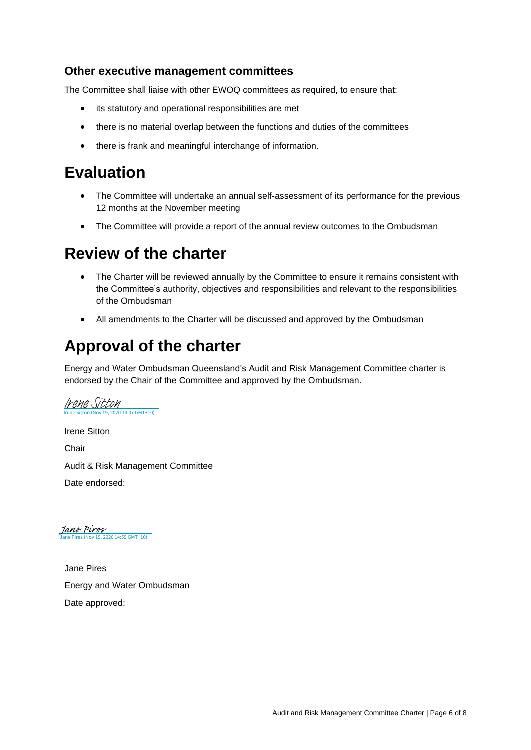### Other executive management committees

The Committee shall liaise with other EWOQ committees as required, to ensure that:

- its statutory and operational responsibilities are met
- there is no material overlap between the functions and duties of the committees
- there is frank and meaningful interchange of information.

# Evaluation

- The Committee will undertake an annual self-assessment of its performance for the previous 12 months at the November meeting
- The Committee will provide a report of the annual review outcomes to the Ombudsman

# Review of the charter

- The Charter will be reviewed annually by the Committee to ensure it remains consistent with the Committee's authority, objectives and responsibilities and relevant to the responsibilities of the Ombudsman
- All amendments to the Charter will be discussed and approved by the Ombudsman

# Approval of the charter

Energy and Water Ombudsman Queensland's Audit and Risk Management Committee charter is endorsed by the Chair of the Committee and approved by the Ombudsman.

Irene Sitton
Irene Sitton (Nov 19, 2020 14:07 GMT+10)

Irene Sitton

Chair

Audit & Risk Management Committee

Date endorsed:

Jane Pires
Jane Pires (Nov 19, 2020 14:59 GMT+10)

Jane Pires

Energy and Water Ombudsman

Date approved: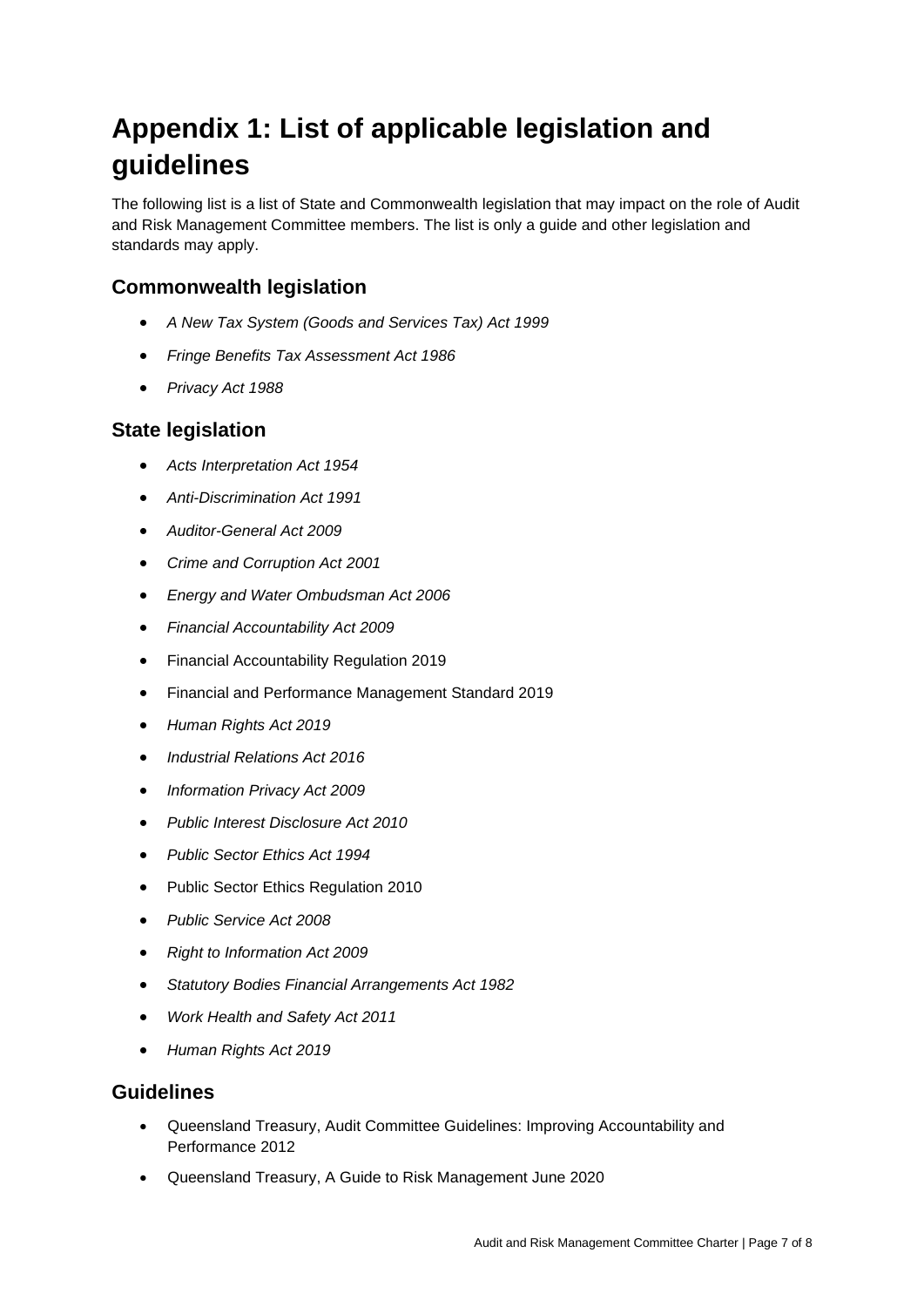# Appendix 1: List of applicable legislation and guidelines

The following list is a list of State and Commonwealth legislation that may impact on the role of Audit and Risk Management Committee members. The list is only a guide and other legislation and standards may apply.

## Commonwealth legislation

- *A New Tax System (Goods and Services Tax) Act 1999*
- *Fringe Benefits Tax Assessment Act 1986*
- *Privacy Act 1988*

## State legislation

- *Acts Interpretation Act 1954*
- *Anti-Discrimination Act 1991*
- *Auditor-General Act 2009*
- *Crime and Corruption Act 2001*
- *Energy and Water Ombudsman Act 2006*
- *Financial Accountability Act 2009*
- Financial Accountability Regulation 2019
- Financial and Performance Management Standard 2019
- *Human Rights Act 2019*
- *Industrial Relations Act 2016*
- *Information Privacy Act 2009*
- *Public Interest Disclosure Act 2010*
- *Public Sector Ethics Act 1994*
- Public Sector Ethics Regulation 2010
- *Public Service Act 2008*
- *Right to Information Act 2009*
- *Statutory Bodies Financial Arrangements Act 1982*
- *Work Health and Safety Act 2011*
- *Human Rights Act 2019*

## Guidelines

- Queensland Treasury, Audit Committee Guidelines: Improving Accountability and Performance 2012
- Queensland Treasury, A Guide to Risk Management June 2020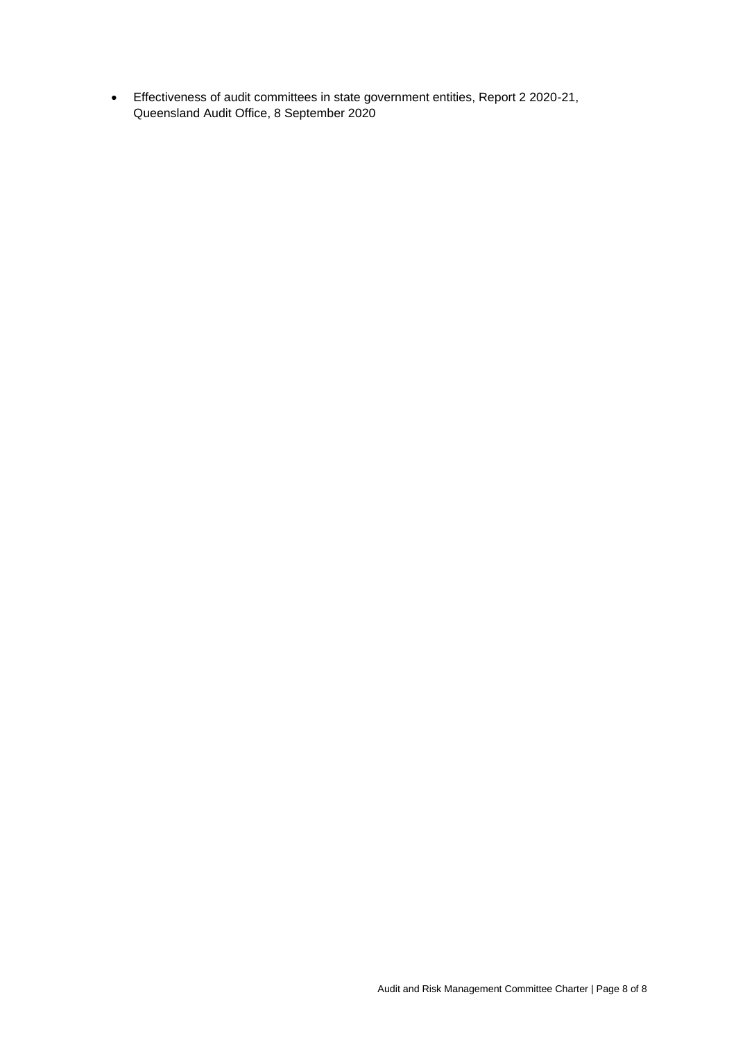- Effectiveness of audit committees in state government entities, Report 2 2020-21, Queensland Audit Office, 8 September 2020